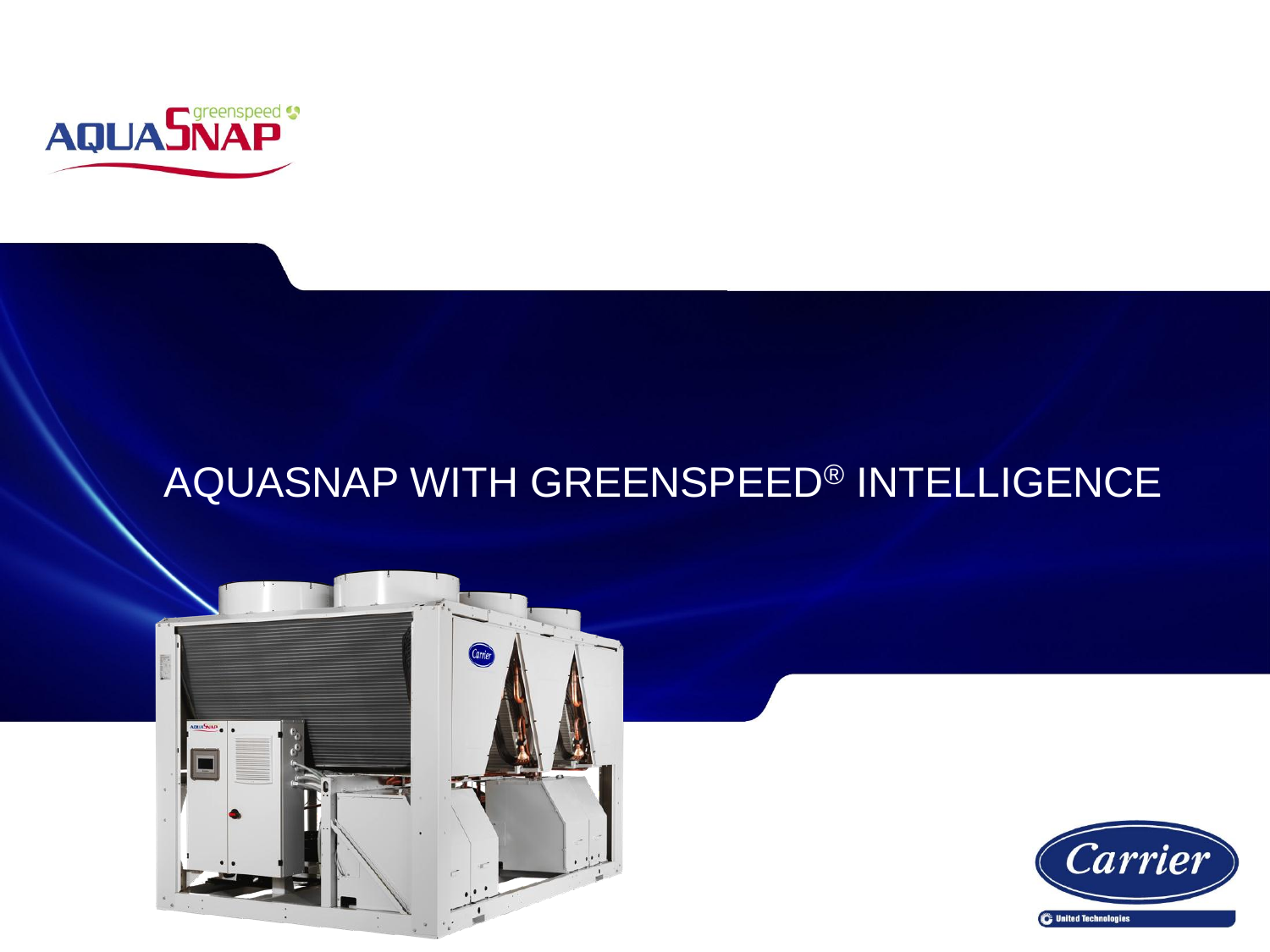# AQUASNAP WITH GREENSPEED® INTELLIGENCE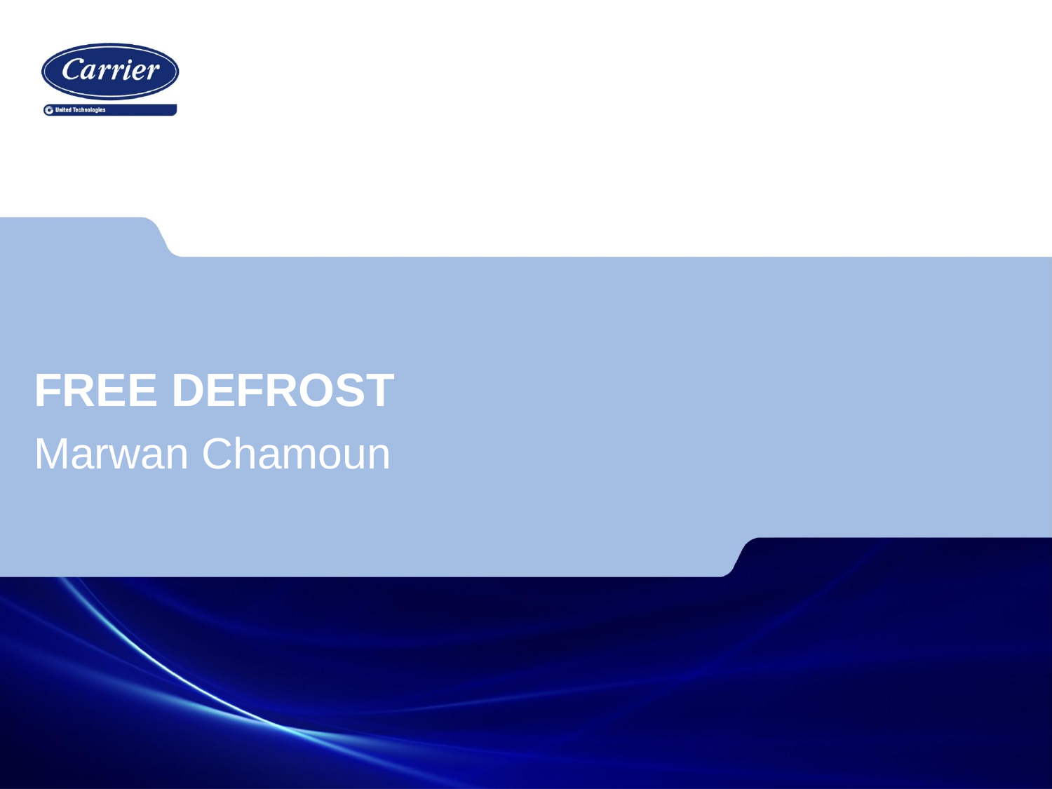Carrier

United Technologies

# FREE DEFROST

Marwan Chamoun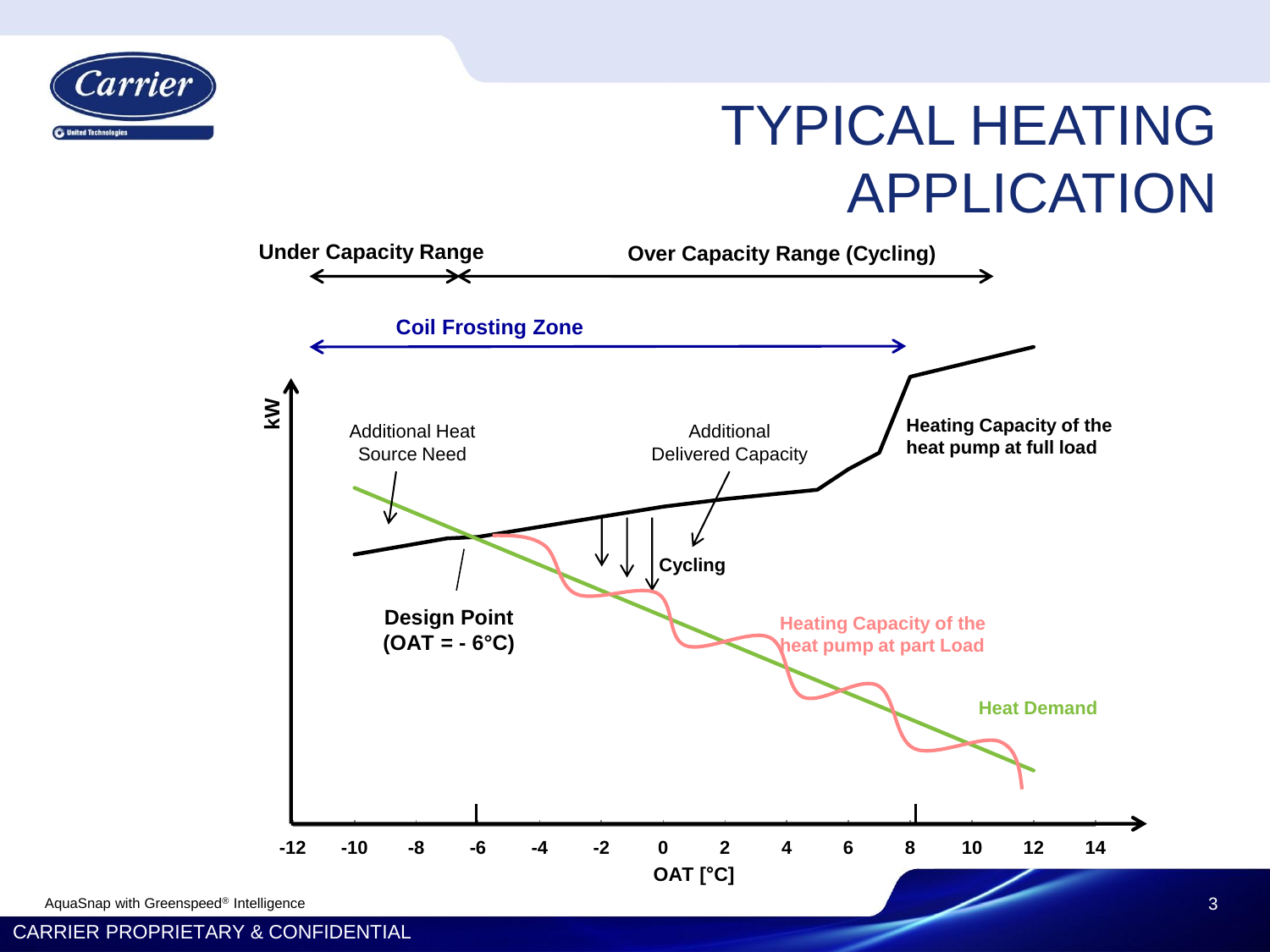# TYPICAL HEATING APPLICATION

Under Capacity Range

Over Capacity Range (Cycling)

Coil Frosting Zone

kW

Additional Heat Source Need

Additional Delivered Capacity

Heating Capacity of the heat pump at full load

Cycling

Design Point (OAT = - 6°C)

Heating Capacity of the heat pump at part Load

Heat Demand

-12 -10 -8 -6 -4 -2 0 2 4 6 8 10 12 14

OAT [°C]

AquaSnap with Greenspeed® Intelligence

CARRIER PROPRIETARY & CONFIDENTIAL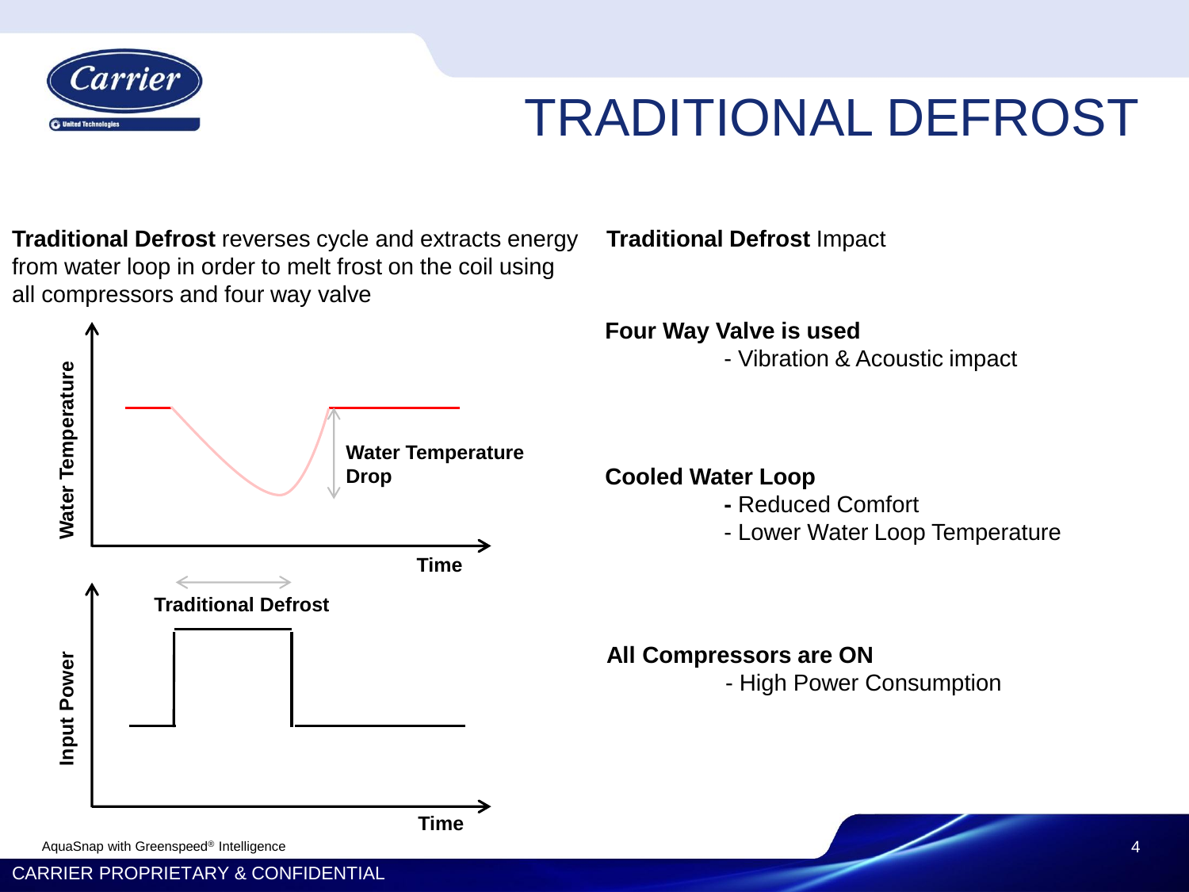# TRADITIONAL DEFROST

**Traditional Defrost** reverses cycle and extracts energy from water loop in order to melt frost on the coil using all compressors and four way valve

Water Temperature

Water Temperature Drop

Time

Traditional Defrost

Input Power

Time

**Traditional Defrost** Impact

**Four Way Valve is used**
- Vibration & Acoustic impact

**Cooled Water Loop**
- Reduced Comfort
- Lower Water Loop Temperature

**All Compressors are ON**
- High Power Consumption

AquaSnap with Greenspeed® Intelligence

CARRIER PROPRIETARY & CONFIDENTIAL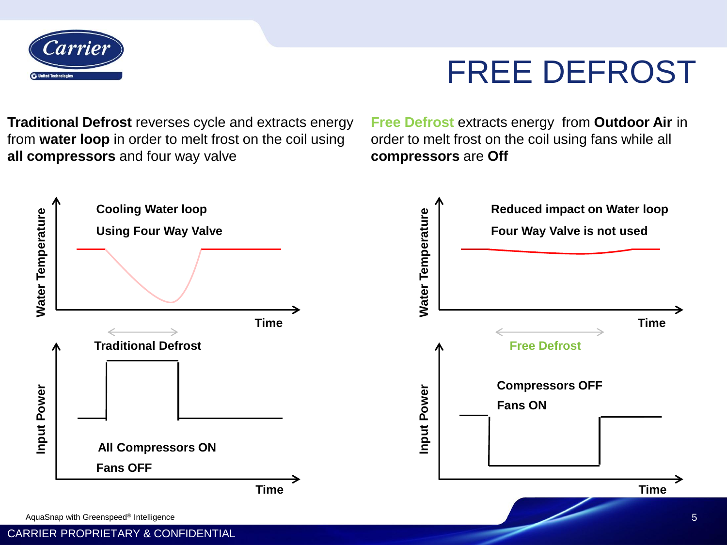# FREE DEFROST

**Traditional Defrost** reverses cycle and extracts energy from **water loop** in order to melt frost on the coil using **all compressors** and four way valve

**Free Defrost** extracts energy from **Outdoor Air** in order to melt frost on the coil using fans while all **compressors** are **Off**

**Water Temperature**

**Cooling Water loop**

**Using Four Way Valve**

**Time**

**Traditional Defrost**

**Input Power**

**All Compressors ON**

**Fans OFF**

**Time**

**Water Temperature**

**Reduced impact on Water loop**

**Four Way Valve is not used**

**Time**

**Free Defrost**

**Input Power**

**Compressors OFF**

**Fans ON**

**Time**

AquaSnap with Greenspeed® Intelligence

CARRIER PROPRIETARY & CONFIDENTIAL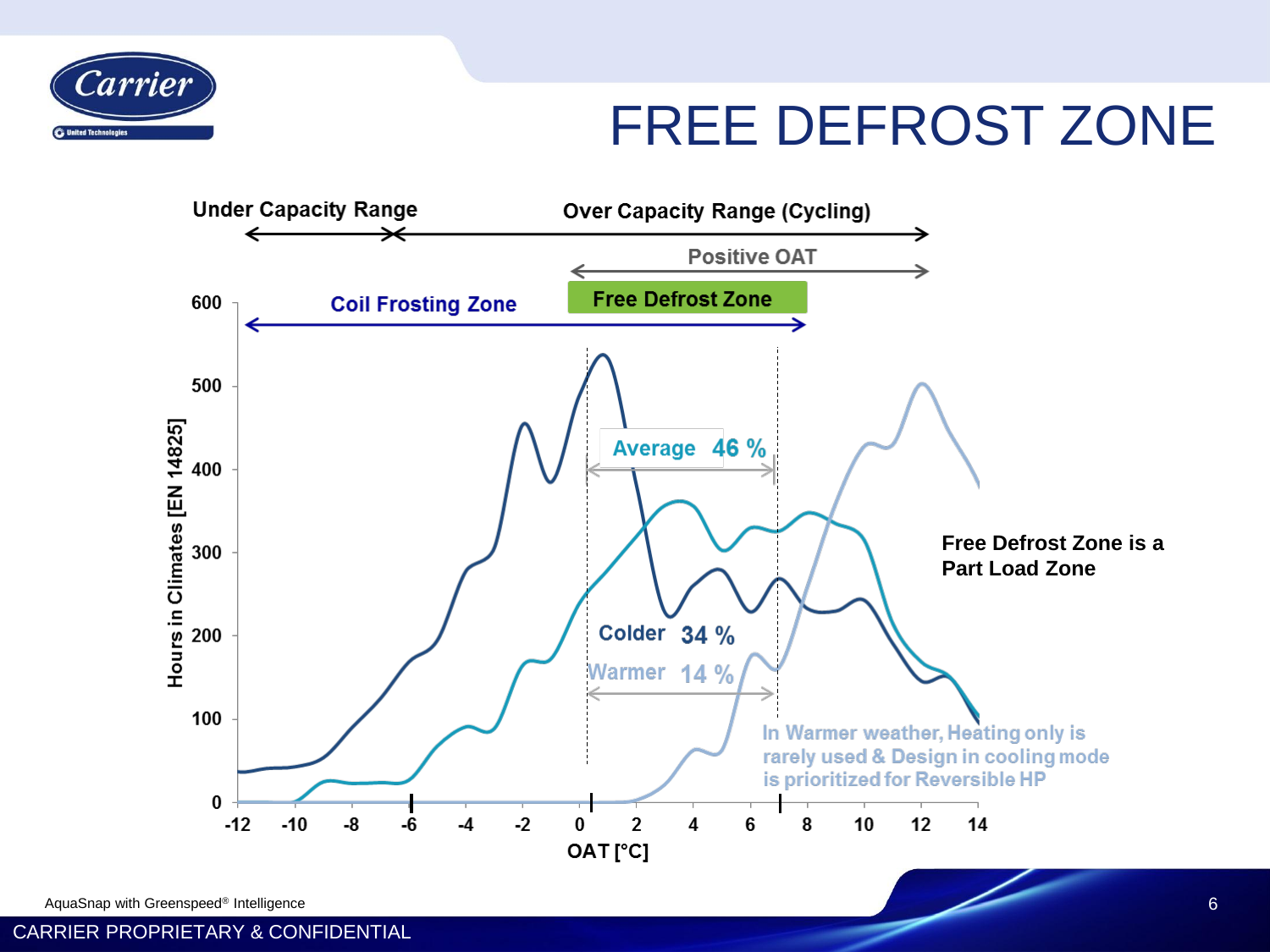# FREE DEFROST ZONE

Under Capacity Range

Over Capacity Range (Cycling)

Positive OAT

Coil Frosting Zone

Free Defrost Zone

Average 46 %

Colder 34 %

Warmer 14 %

Free Defrost Zone is a Part Load Zone

In Warmer weather, Heating only is rarely used & Design in cooling mode is prioritized for Reversible HP

Hours in Climates [EN 14825]

OAT [°C]

AquaSnap with Greenspeed® Intelligence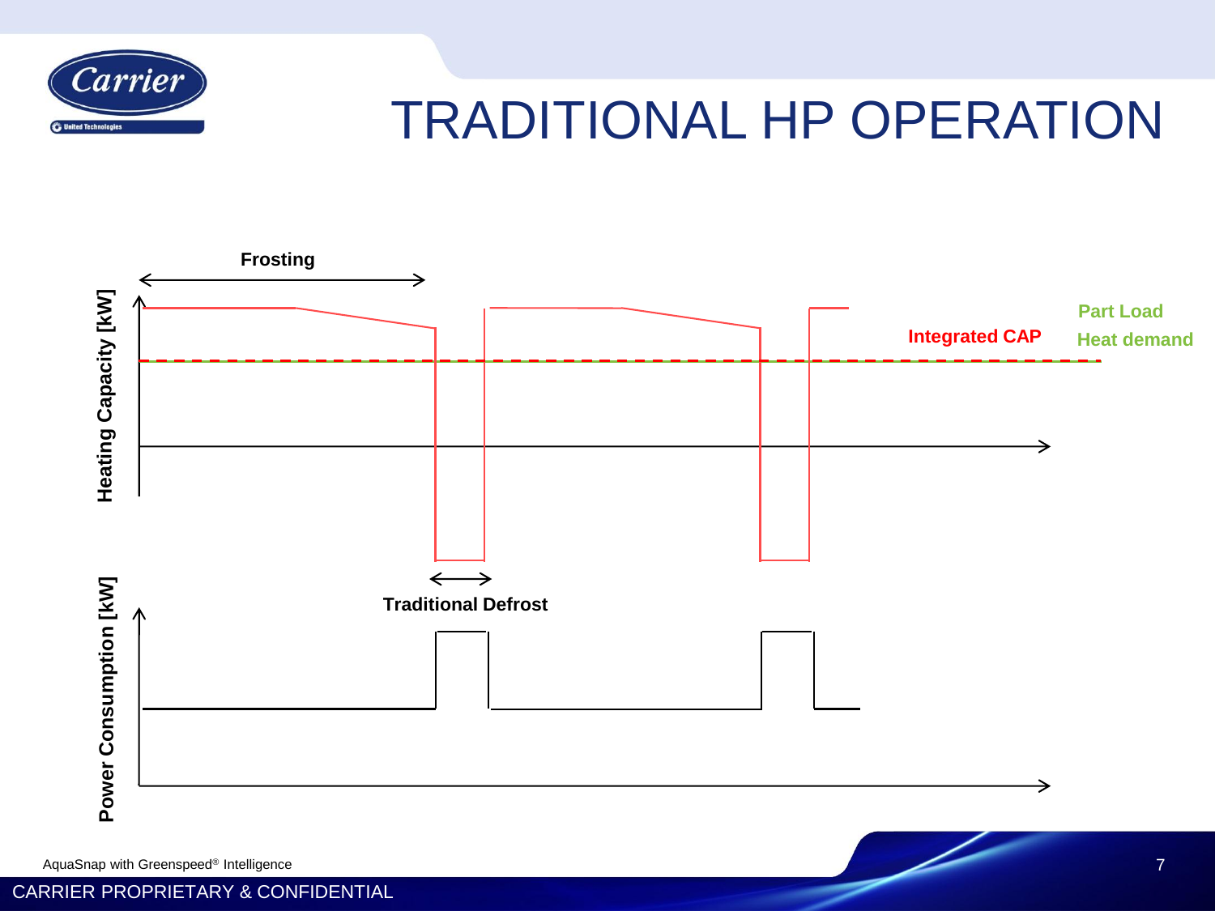# TRADITIONAL HP OPERATION

Frosting

Heating Capacity [kW]

Integrated CAP

Part Load

Heat demand

Traditional Defrost

Power Consumption [kW]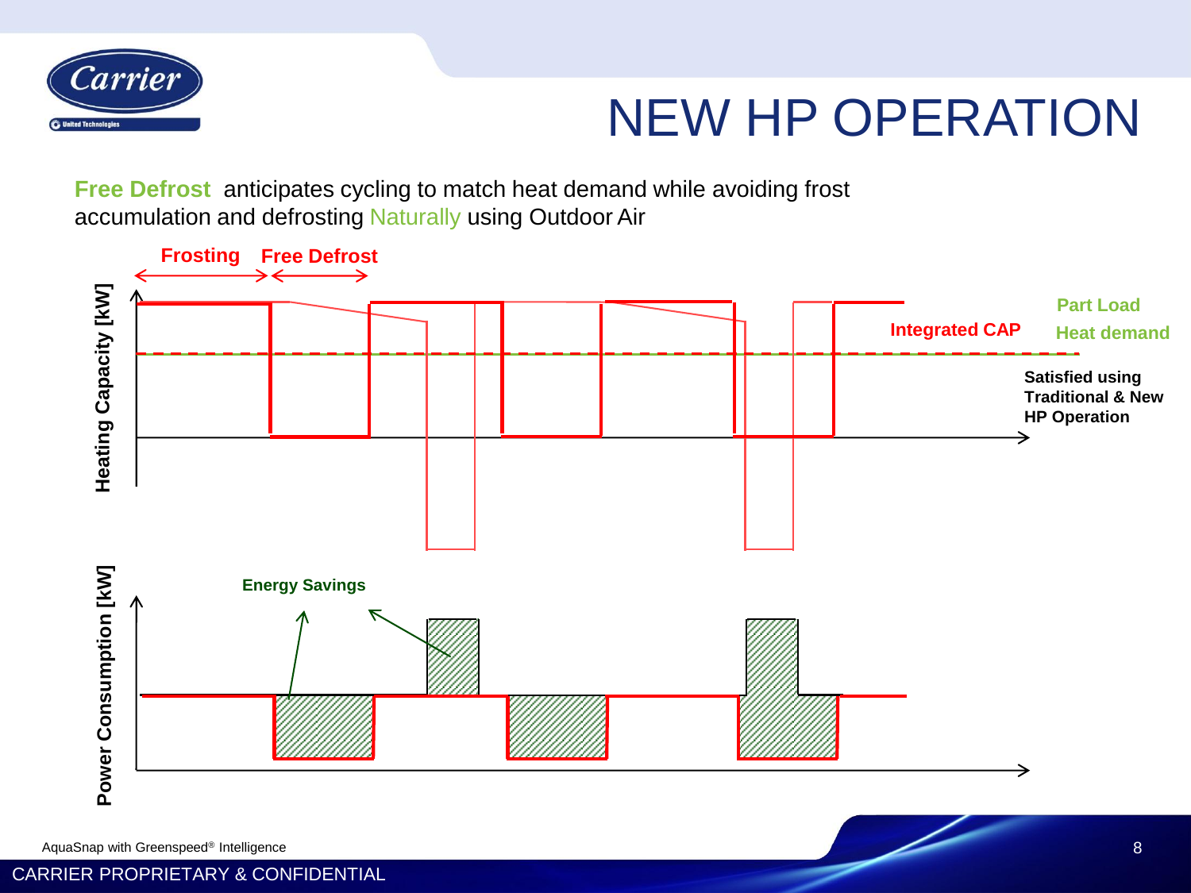# NEW HP OPERATION

**Free Defrost** anticipates cycling to match heat demand while avoiding frost accumulation and defrosting Naturally using Outdoor Air

Frosting | Free Defrost

Heating Capacity [kW]

Integrated CAP

Part Load Heat demand

Satisfied using Traditional & New HP Operation

Power Consumption [kW]

Energy Savings

AquaSnap with Greenspeed® Intelligence

CARRIER PROPRIETARY & CONFIDENTIAL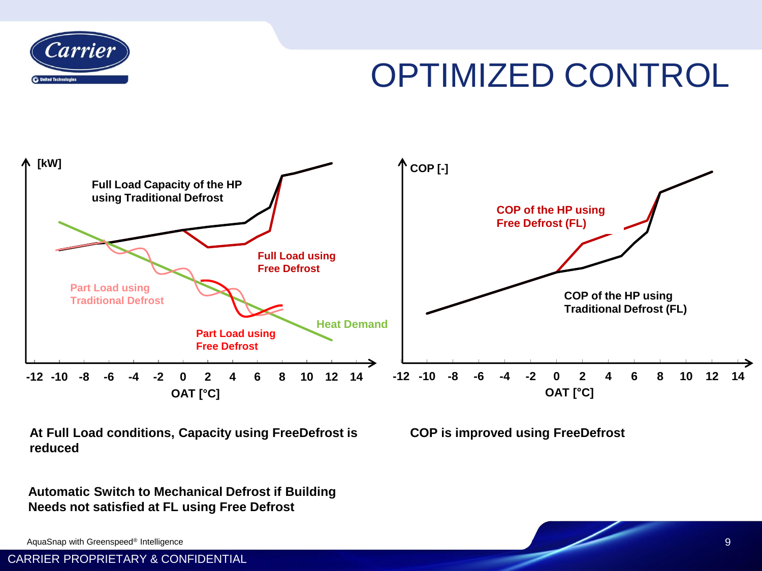# OPTIMIZED CONTROL

**At Full Load conditions, Capacity using FreeDefrost is reduced**

**Automatic Switch to Mechanical Defrost if Building Needs not satisfied at FL using Free Defrost**

**COP is improved using FreeDefrost**

AquaSnap with Greenspeed® Intelligence

CARRIER PROPRIETARY & CONFIDENTIAL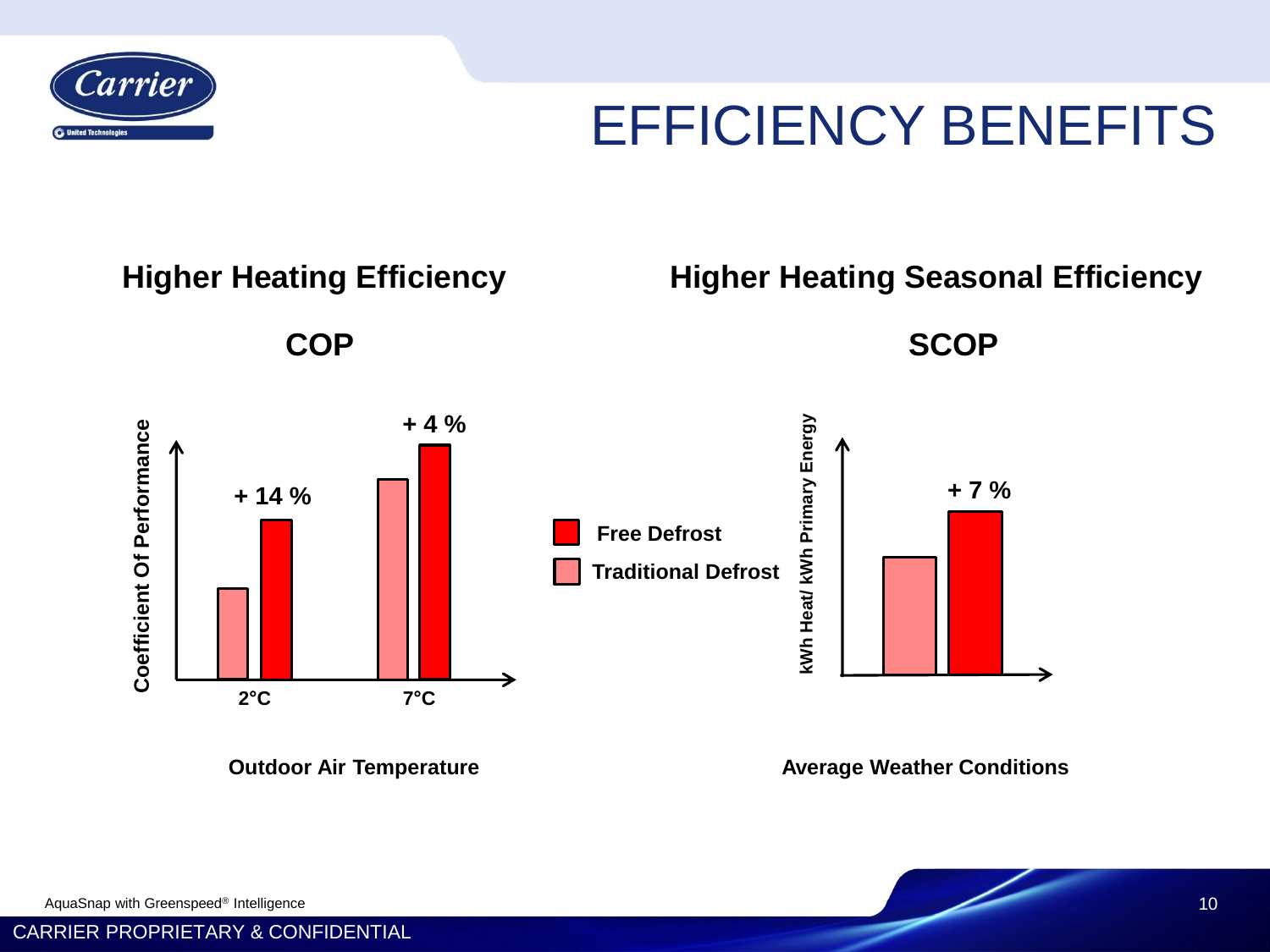# EFFICIENCY BENEFITS

## Higher Heating Efficiency

### COP

Coefficient Of Performance

+ 14 %

+ 4 %

2°C

7°C

Outdoor Air Temperature

**Free Defrost**

**Traditional Defrost**

## Higher Heating Seasonal Efficiency

### SCOP

kWh Heat/ kWh Primary Energy

+ 7 %

Average Weather Conditions

AquaSnap with Greenspeed® Intelligence

CARRIER PROPRIETARY & CONFIDENTIAL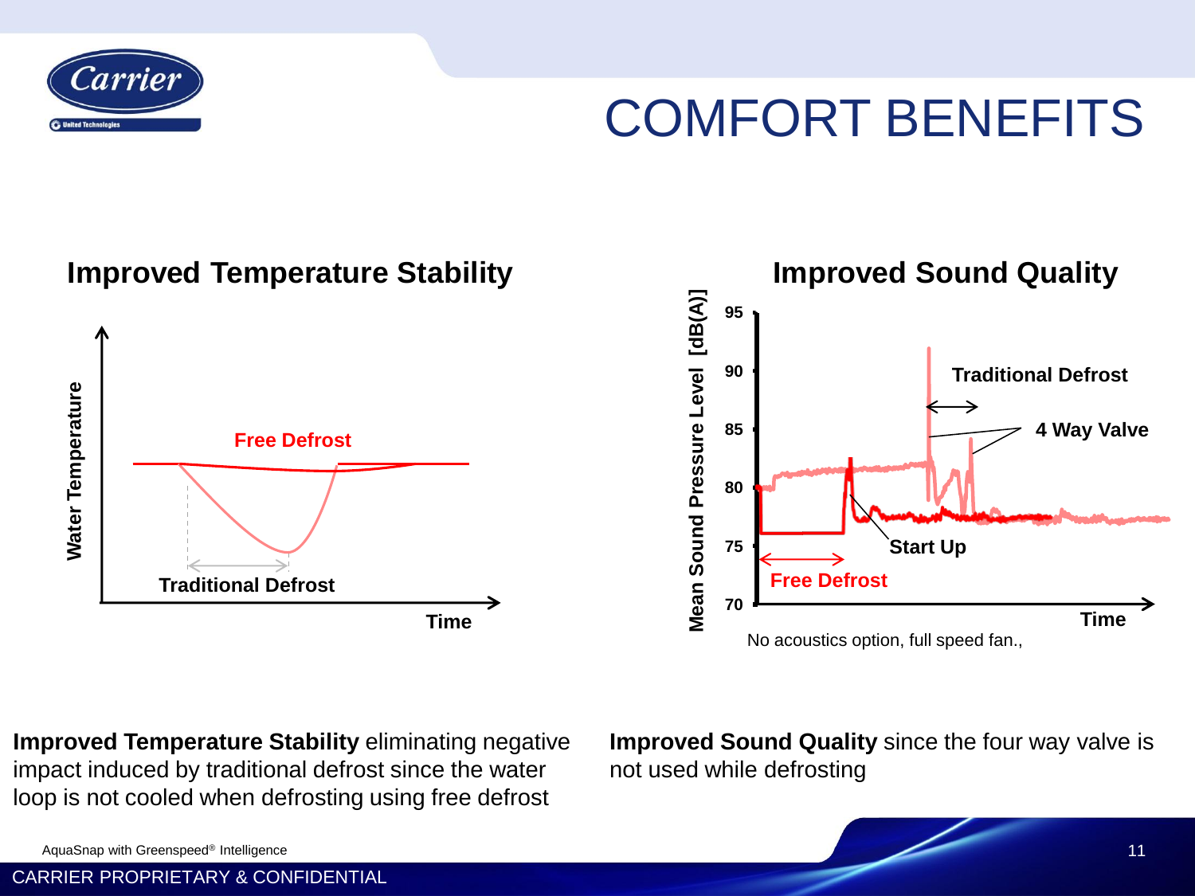# COMFORT BENEFITS

## Improved Temperature Stability

Water Temperature

Free Defrost

Traditional Defrost

Time

## Improved Sound Quality

Mean Sound Pressure Level [dB(A)]

95

90

85

80

75

70

Traditional Defrost

4 Way Valve

Start Up

Free Defrost

Time

No acoustics option, full speed fan.,

**Improved Temperature Stability** eliminating negative impact induced by traditional defrost since the water loop is not cooled when defrosting using free defrost

**Improved Sound Quality** since the four way valve is not used while defrosting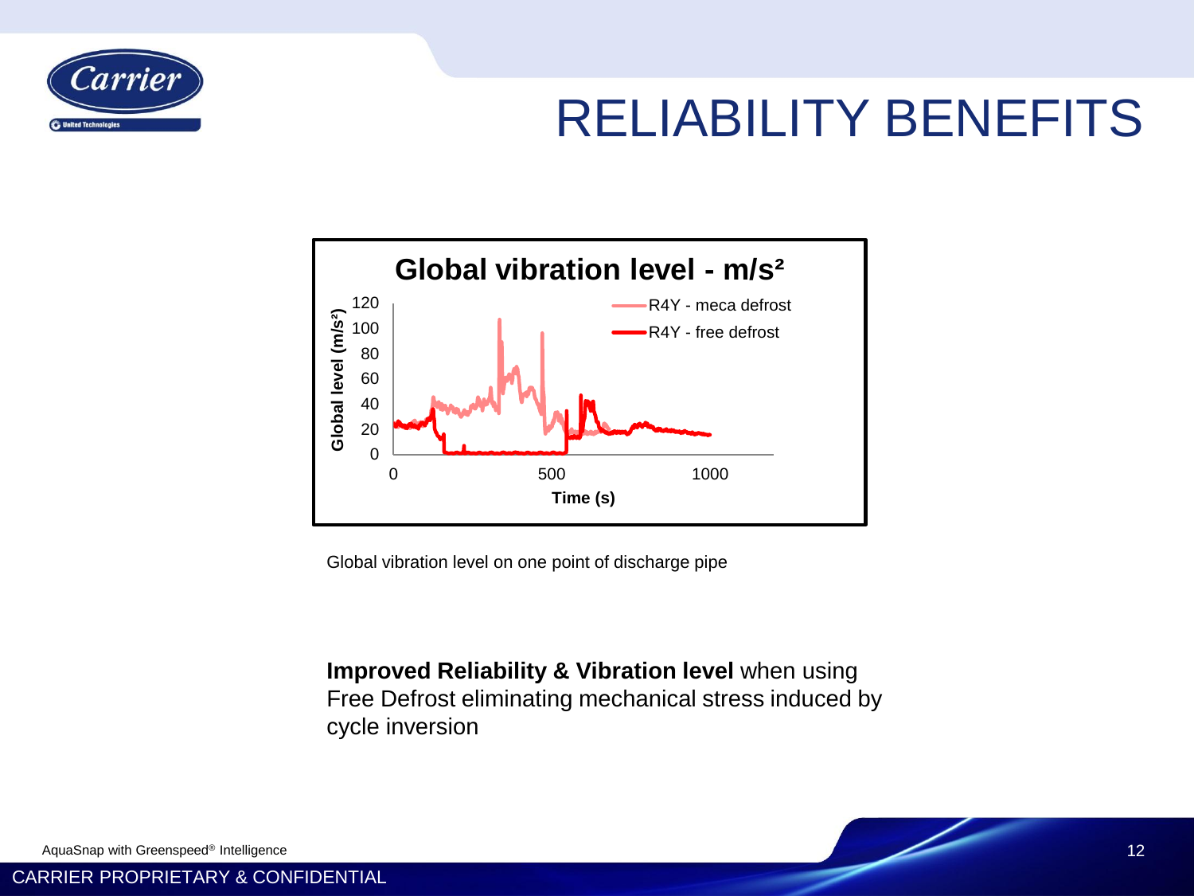# RELIABILITY BENEFITS

Global vibration level - m/s²

Global vibration level on one point of discharge pipe

**Improved Reliability & Vibration level** when using Free Defrost eliminating mechanical stress induced by cycle inversion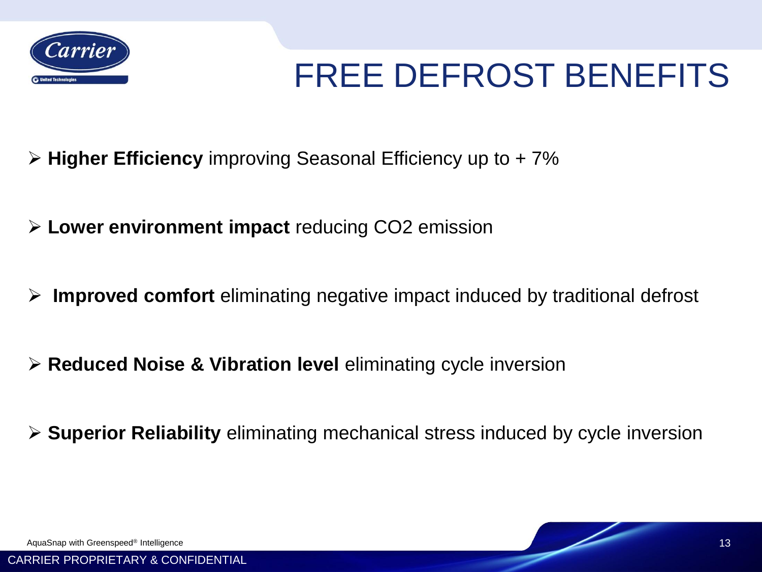# FREE DEFROST BENEFITS

- **Higher Efficiency** improving Seasonal Efficiency up to + 7%
- **Lower environment impact** reducing $CO_2$ emission
- **Improved comfort** eliminating negative impact induced by traditional defrost
- **Reduced Noise & Vibration level** eliminating cycle inversion
- **Superior Reliability** eliminating mechanical stress induced by cycle inversion